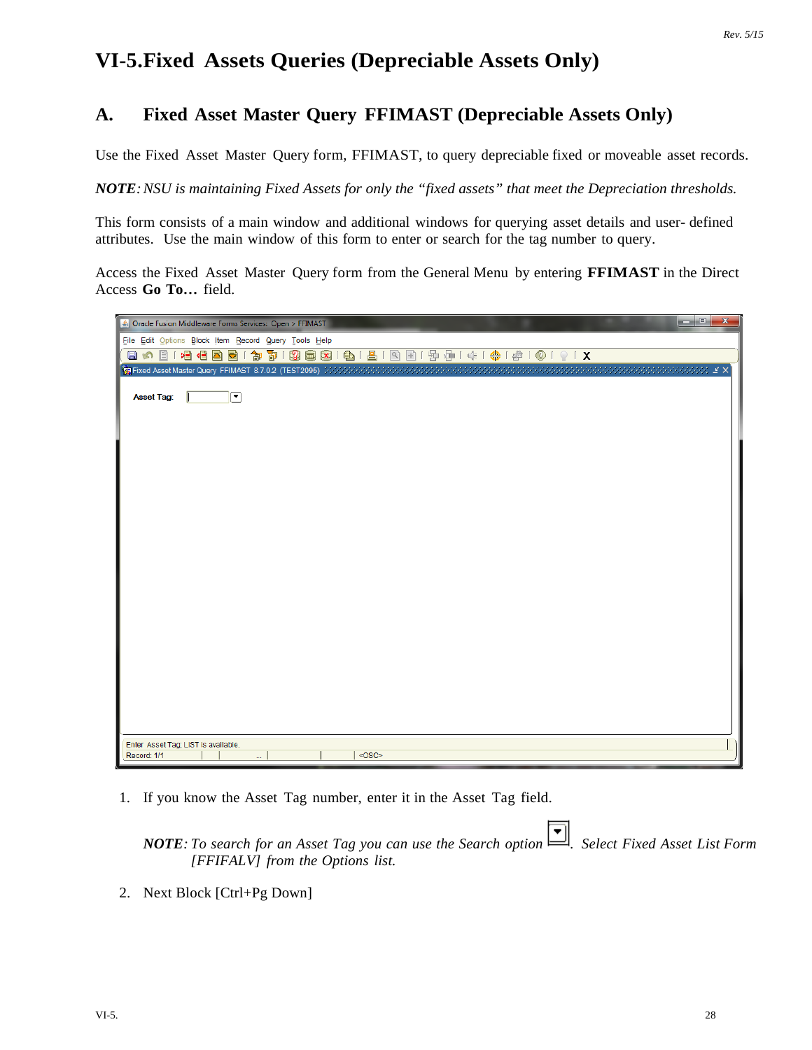# VI-5.Fixed Assets Queries (Depreciable Assets Only)

## A. Fixed Asset Master Query FFIMAST (Depreciable Assets Only)

Use the Fixed Asset Master Query form, FFIMAST, to query depreciable fixed or moveable asset records.

***NOTE**: NSU is maintaining Fixed Assets for only the "fixed assets" that meet the Depreciation thresholds.*

This form consists of a main window and additional windows for querying asset details and user- defined attributes. Use the main window of this form to enter or search for the tag number to query.

Access the Fixed Asset Master Query form from the General Menu by entering **FFIMAST** in the Direct Access **Go To…** field.

1. If you know the Asset Tag number, enter it in the Asset Tag field.

   ***NOTE**: To search for an Asset Tag you can use the Search option . Select Fixed Asset List Form [FFIFALV] from the Options list.*

2. Next Block [Ctrl+Pg Down]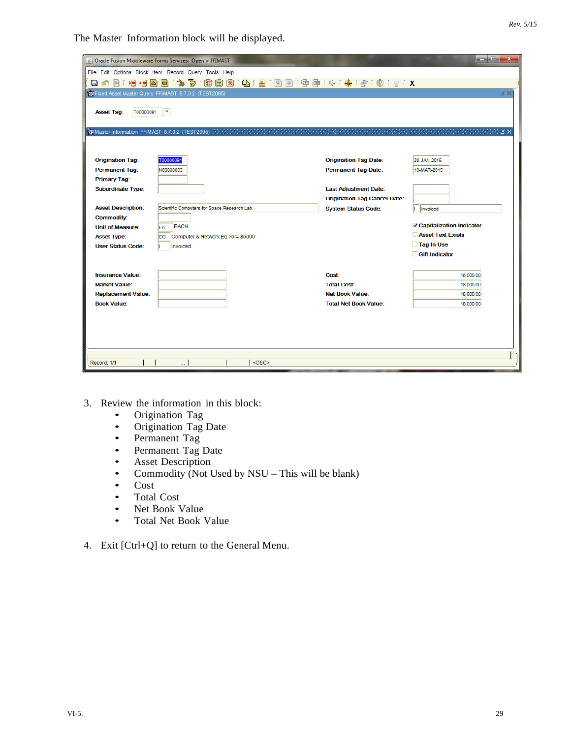The Master Information block will be displayed.

3. Review the information in this block:
   - Origination Tag
   - Origination Tag Date
   - Permanent Tag
   - Permanent Tag Date
   - Asset Description
   - Commodity (Not Used by NSU – This will be blank)
   - Cost
   - Total Cost
   - Net Book Value
   - Total Net Book Value

4. Exit [Ctrl+Q] to return to the General Menu.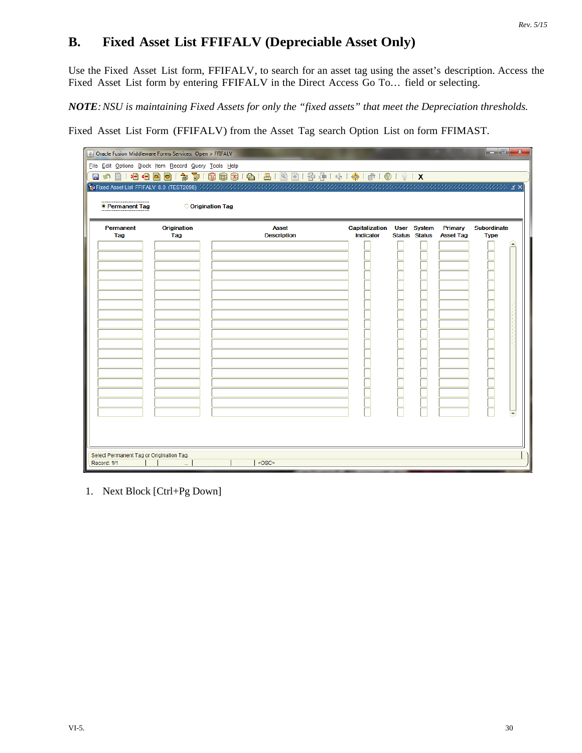## B. Fixed Asset List FFIFALV (Depreciable Asset Only)

Use the Fixed Asset List form, FFIFALV, to search for an asset tag using the asset's description. Access the Fixed Asset List form by entering FFIFALV in the Direct Access Go To… field or selecting.

***NOTE**: NSU is maintaining Fixed Assets for only the "fixed assets" that meet the Depreciation thresholds.*

Fixed Asset List Form (FFIFALV) from the Asset Tag search Option List on form FFIMAST.

1. Next Block [Ctrl+Pg Down]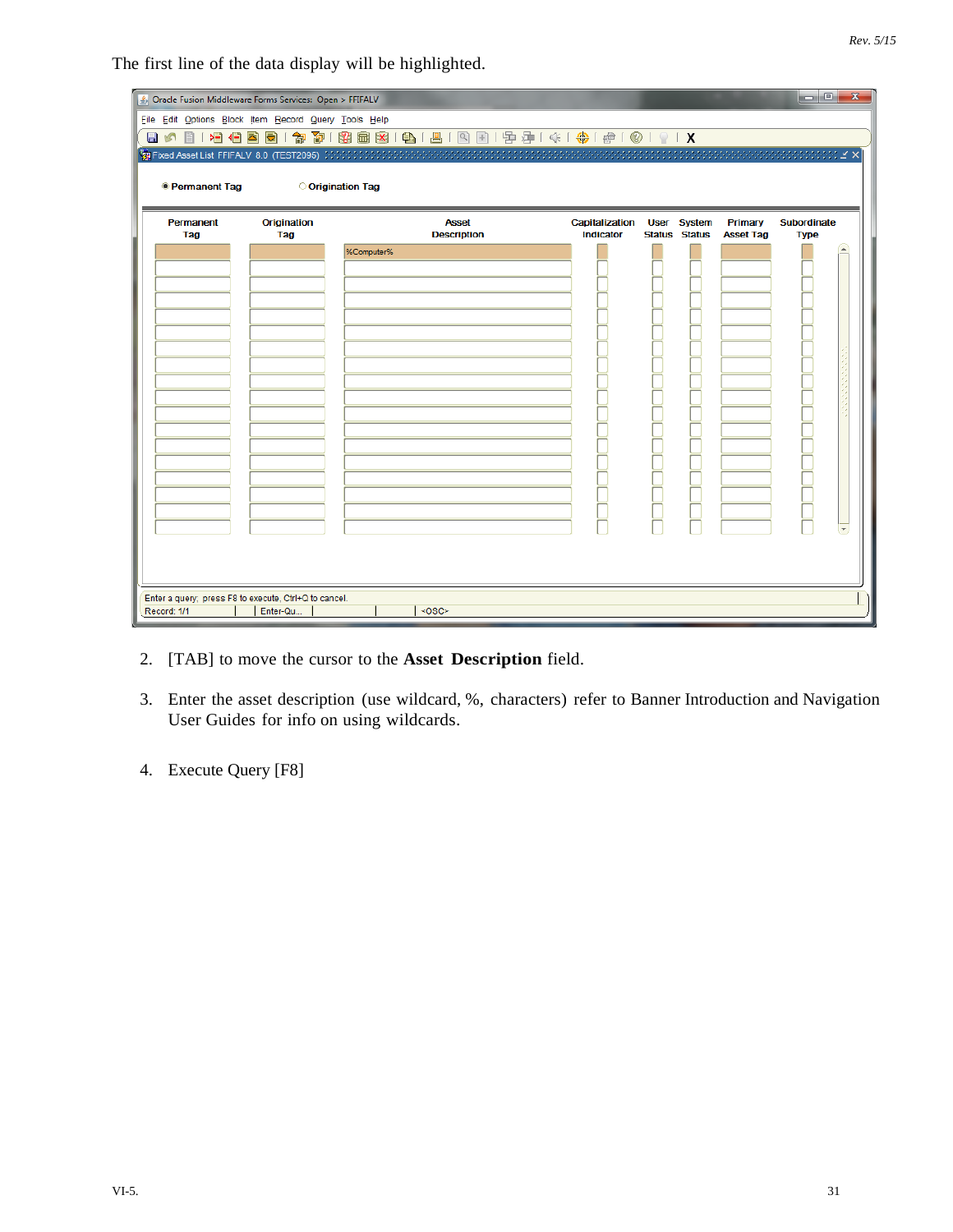The first line of the data display will be highlighted.

2. [TAB] to move the cursor to the **Asset Description** field.

3. Enter the asset description (use wildcard, %, characters) refer to Banner Introduction and Navigation User Guides for info on using wildcards.

4. Execute Query [F8]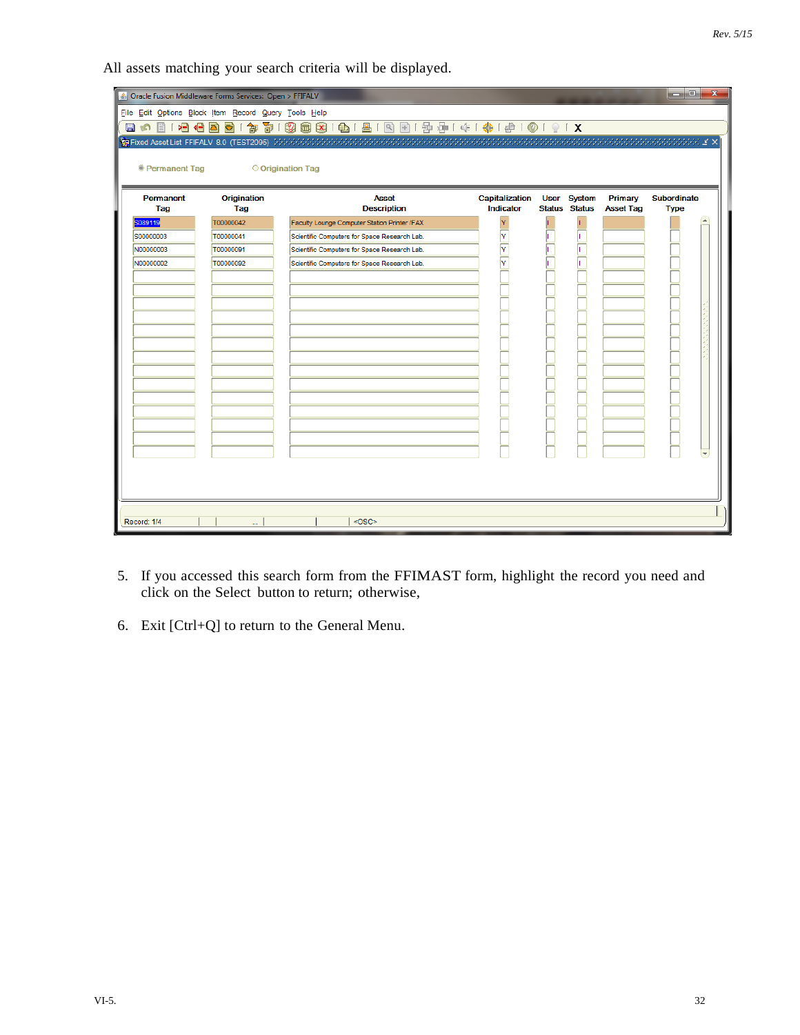All assets matching your search criteria will be displayed.

Oracle Fusion Middleware Forms Services: Open > FFIFALV

File Edit Options Block Item Record Query Tools Help

Fixed Asset List FFIFALV 8.0 (TEST2095)

◉ Permanent Tag ○ Origination Tag

| Permanent Tag | Origination Tag | Asset Description | Capitalization Indicator | User Status | System Status | Primary Asset Tag | Subordinate Type |
|---|---|---|---|---|---|---|---|
| S089119 | T00000042 | Faculty Lounge Computer Station Printer /FAX | Y | I | I | | |
| S00000003 | T00000041 | Scientific Computers for Space Research Lab. | Y | I | I | | |
| N00000003 | T00000091 | Scientific Computers for Space Research Lab. | Y | I | I | | |
| N00000002 | T00000092 | Scientific Computers for Space Research Lab. | Y | I | I | | |

Record: 1/4 <OSC>

5. If you accessed this search form from the FFIMAST form, highlight the record you need and click on the Select button to return; otherwise,

6. Exit [Ctrl+Q] to return to the General Menu.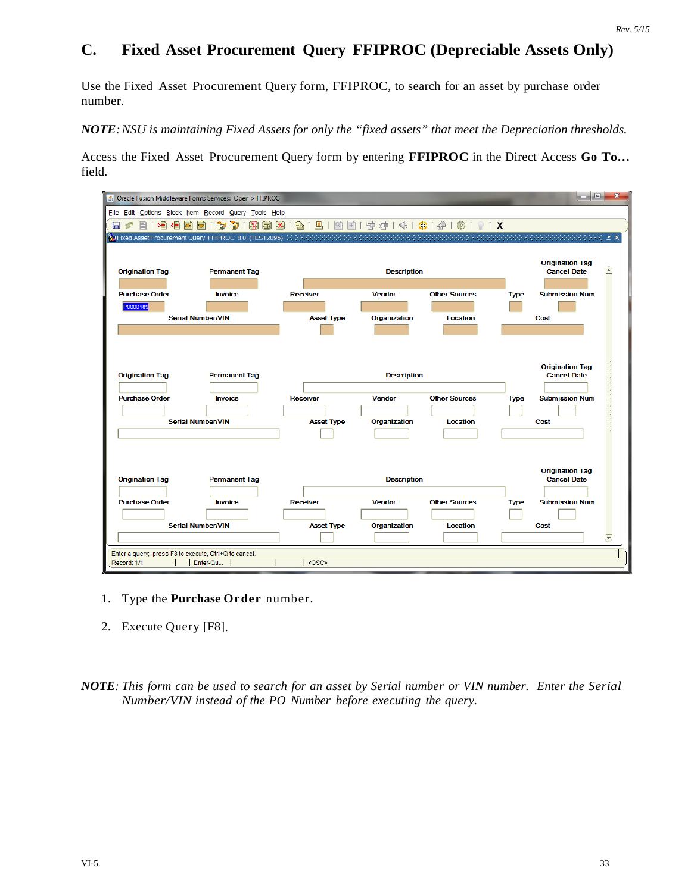## C. Fixed Asset Procurement Query FFIPROC (Depreciable Assets Only)

Use the Fixed Asset Procurement Query form, FFIPROC, to search for an asset by purchase order number.

***NOTE****: NSU is maintaining Fixed Assets for only the "fixed assets" that meet the Depreciation thresholds.*

Access the Fixed Asset Procurement Query form by entering **FFIPROC** in the Direct Access **Go To…** field.

1. Type the **Purchase Order** number.

2. Execute Query [F8].

***NOTE****: This form can be used to search for an asset by Serial number or VIN number. Enter the Serial Number/VIN instead of the PO Number before executing the query.*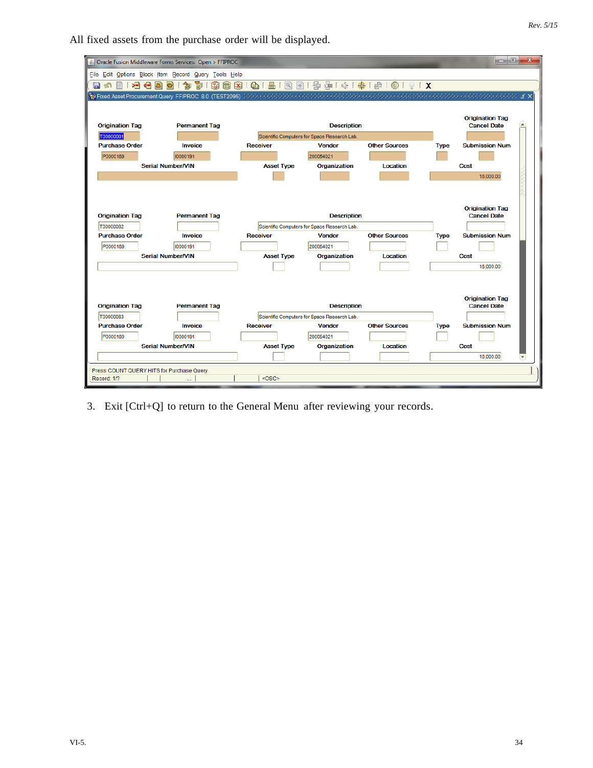All fixed assets from the purchase order will be displayed.

3. Exit [Ctrl+Q] to return to the General Menu after reviewing your records.